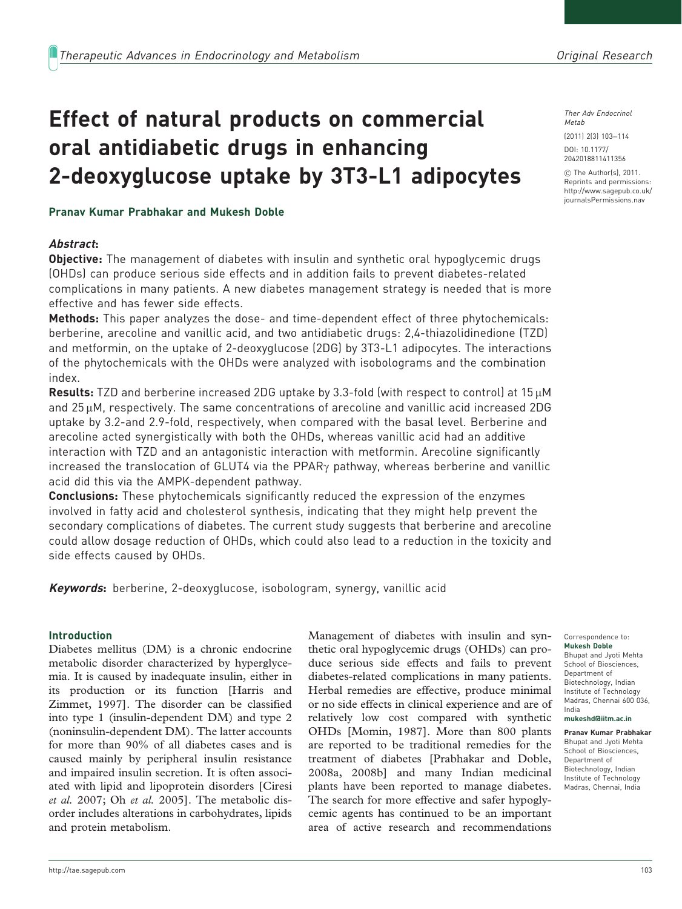# Effect of natural products on commercial oral antidiabetic drugs in enhancing 2-deoxyglucose uptake by 3T3-L1 adipocytes

*Ther Adv Endocrinol Metab*

(2011) 2(3) 103–114

DOI: 10.1177/2042018811411356

© The Author(s), 2011. Reprints and permissions: http://www.sagepub.co.uk/journalsPermissions.nav

**Pranav Kumar Prabhakar and Mukesh Doble**

***Abstract*:**

**Objective:** The management of diabetes with insulin and synthetic oral hypoglycemic drugs (OHDs) can produce serious side effects and in addition fails to prevent diabetes-related complications in many patients. A new diabetes management strategy is needed that is more effective and has fewer side effects.

**Methods:** This paper analyzes the dose- and time-dependent effect of three phytochemicals: berberine, arecoline and vanillic acid, and two antidiabetic drugs: 2,4-thiazolidinedione (TZD) and metformin, on the uptake of 2-deoxyglucose (2DG) by 3T3-L1 adipocytes. The interactions of the phytochemicals with the OHDs were analyzed with isobolograms and the combination index.

**Results:** TZD and berberine increased 2DG uptake by 3.3-fold (with respect to control) at 15 µM and 25 µM, respectively. The same concentrations of arecoline and vanillic acid increased 2DG uptake by 3.2-and 2.9-fold, respectively, when compared with the basal level. Berberine and arecoline acted synergistically with both the OHDs, whereas vanillic acid had an additive interaction with TZD and an antagonistic interaction with metformin. Arecoline significantly increased the translocation of GLUT4 via the PPARγ pathway, whereas berberine and vanillic acid did this via the AMPK-dependent pathway.

**Conclusions:** These phytochemicals significantly reduced the expression of the enzymes involved in fatty acid and cholesterol synthesis, indicating that they might help prevent the secondary complications of diabetes. The current study suggests that berberine and arecoline could allow dosage reduction of OHDs, which could also lead to a reduction in the toxicity and side effects caused by OHDs.

***Keywords*:** berberine, 2-deoxyglucose, isobologram, synergy, vanillic acid

Correspondence to:
**Mukesh Doble**
Bhupat and Jyoti Mehta School of Biosciences, Department of Biotechnology, Indian Institute of Technology Madras, Chennai 600 036, India
**mukeshd@iitm.ac.in**

**Pranav Kumar Prabhakar**
Bhupat and Jyoti Mehta School of Biosciences, Department of Biotechnology, Indian Institute of Technology Madras, Chennai, India

## Introduction

Diabetes mellitus (DM) is a chronic endocrine metabolic disorder characterized by hyperglycemia. It is caused by inadequate insulin, either in its production or its function [Harris and Zimmet, 1997]. The disorder can be classified into type 1 (insulin-dependent DM) and type 2 (noninsulin-dependent DM). The latter accounts for more than 90% of all diabetes cases and is caused mainly by peripheral insulin resistance and impaired insulin secretion. It is often associated with lipid and lipoprotein disorders [Ciresi *et al.* 2007; Oh *et al.* 2005]. The metabolic disorder includes alterations in carbohydrates, lipids and protein metabolism.

Management of diabetes with insulin and synthetic oral hypoglycemic drugs (OHDs) can produce serious side effects and fails to prevent diabetes-related complications in many patients. Herbal remedies are effective, produce minimal or no side effects in clinical experience and are of relatively low cost compared with synthetic OHDs [Momin, 1987]. More than 800 plants are reported to be traditional remedies for the treatment of diabetes [Prabhakar and Doble, 2008a, 2008b] and many Indian medicinal plants have been reported to manage diabetes. The search for more effective and safer hypoglycemic agents has continued to be an important area of active research and recommendations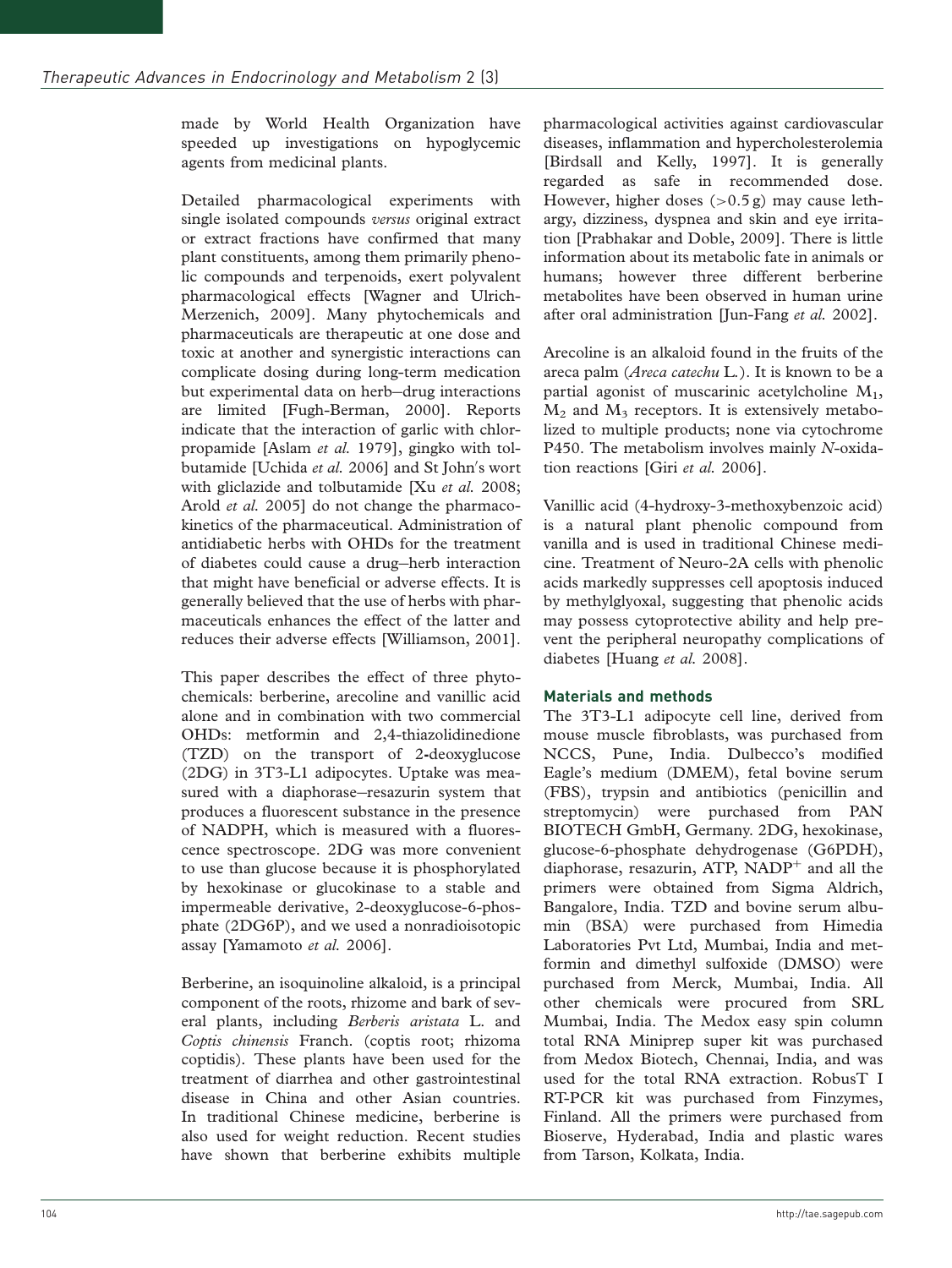made by World Health Organization have speeded up investigations on hypoglycemic agents from medicinal plants.

Detailed pharmacological experiments with single isolated compounds *versus* original extract or extract fractions have confirmed that many plant constituents, among them primarily phenolic compounds and terpenoids, exert polyvalent pharmacological effects [Wagner and Ulrich-Merzenich, 2009]. Many phytochemicals and pharmaceuticals are therapeutic at one dose and toxic at another and synergistic interactions can complicate dosing during long-term medication but experimental data on herb–drug interactions are limited [Fugh-Berman, 2000]. Reports indicate that the interaction of garlic with chlorpropamide [Aslam *et al.* 1979], gingko with tolbutamide [Uchida *et al.* 2006] and St John's wort with gliclazide and tolbutamide [Xu *et al.* 2008; Arold *et al.* 2005] do not change the pharmacokinetics of the pharmaceutical. Administration of antidiabetic herbs with OHDs for the treatment of diabetes could cause a drug–herb interaction that might have beneficial or adverse effects. It is generally believed that the use of herbs with pharmaceuticals enhances the effect of the latter and reduces their adverse effects [Williamson, 2001].

This paper describes the effect of three phytochemicals: berberine, arecoline and vanillic acid alone and in combination with two commercial OHDs: metformin and 2,4-thiazolidinedione (TZD) on the transport of 2-deoxyglucose (2DG) in 3T3-L1 adipocytes. Uptake was measured with a diaphorase–resazurin system that produces a fluorescent substance in the presence of NADPH, which is measured with a fluorescence spectroscope. 2DG was more convenient to use than glucose because it is phosphorylated by hexokinase or glucokinase to a stable and impermeable derivative, 2-deoxyglucose-6-phosphate (2DG6P), and we used a nonradioisotopic assay [Yamamoto *et al.* 2006].

Berberine, an isoquinoline alkaloid, is a principal component of the roots, rhizome and bark of several plants, including *Berberis aristata* L. and *Coptis chinensis* Franch. (coptis root; rhizoma coptidis). These plants have been used for the treatment of diarrhea and other gastrointestinal disease in China and other Asian countries. In traditional Chinese medicine, berberine is also used for weight reduction. Recent studies have shown that berberine exhibits multiple pharmacological activities against cardiovascular diseases, inflammation and hypercholesterolemia [Birdsall and Kelly, 1997]. It is generally regarded as safe in recommended dose. However, higher doses (>0.5 g) may cause lethargy, dizziness, dyspnea and skin and eye irritation [Prabhakar and Doble, 2009]. There is little information about its metabolic fate in animals or humans; however three different berberine metabolites have been observed in human urine after oral administration [Jun-Fang *et al.* 2002].

Arecoline is an alkaloid found in the fruits of the areca palm (*Areca catechu* L.). It is known to be a partial agonist of muscarinic acetylcholine $M_1$, $M_2$ and $M_3$ receptors. It is extensively metabolized to multiple products; none via cytochrome P450. The metabolism involves mainly *N*-oxidation reactions [Giri *et al.* 2006].

Vanillic acid (4-hydroxy-3-methoxybenzoic acid) is a natural plant phenolic compound from vanilla and is used in traditional Chinese medicine. Treatment of Neuro-2A cells with phenolic acids markedly suppresses cell apoptosis induced by methylglyoxal, suggesting that phenolic acids may possess cytoprotective ability and help prevent the peripheral neuropathy complications of diabetes [Huang *et al.* 2008].

## Materials and methods

The 3T3-L1 adipocyte cell line, derived from mouse muscle fibroblasts, was purchased from NCCS, Pune, India. Dulbecco's modified Eagle's medium (DMEM), fetal bovine serum (FBS), trypsin and antibiotics (penicillin and streptomycin) were purchased from PAN BIOTECH GmbH, Germany. 2DG, hexokinase, glucose-6-phosphate dehydrogenase (G6PDH), diaphorase, resazurin, ATP, $NADP^+$ and all the primers were obtained from Sigma Aldrich, Bangalore, India. TZD and bovine serum albumin (BSA) were purchased from Himedia Laboratories Pvt Ltd, Mumbai, India and metformin and dimethyl sulfoxide (DMSO) were purchased from Merck, Mumbai, India. All other chemicals were procured from SRL Mumbai, India. The Medox easy spin column total RNA Miniprep super kit was purchased from Medox Biotech, Chennai, India, and was used for the total RNA extraction. RobusT I RT-PCR kit was purchased from Finzymes, Finland. All the primers were purchased from Bioserve, Hyderabad, India and plastic wares from Tarson, Kolkata, India.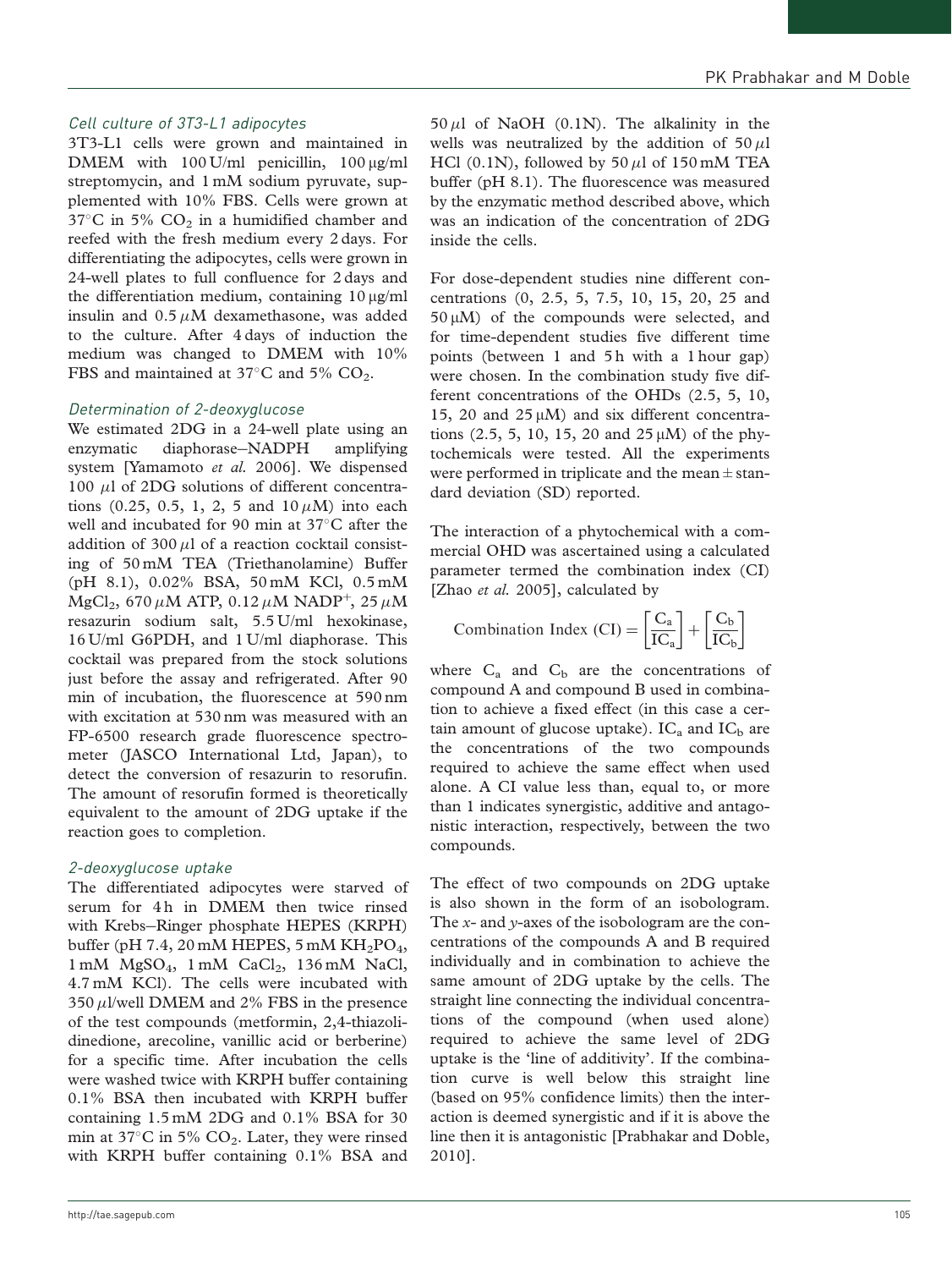### *Cell culture of 3T3-L1 adipocytes*

3T3-L1 cells were grown and maintained in DMEM with 100 U/ml penicillin, 100 μg/ml streptomycin, and 1 mM sodium pyruvate, supplemented with 10% FBS. Cells were grown at 37°C in 5% $CO_2$ in a humidified chamber and reefed with the fresh medium every 2 days. For differentiating the adipocytes, cells were grown in 24-well plates to full confluence for 2 days and the differentiation medium, containing 10 μg/ml insulin and 0.5 μM dexamethasone, was added to the culture. After 4 days of induction the medium was changed to DMEM with 10% FBS and maintained at 37°C and 5% $CO_2$.

### *Determination of 2-deoxyglucose*

We estimated 2DG in a 24-well plate using an enzymatic diaphorase–NADPH amplifying system [Yamamoto *et al.* 2006]. We dispensed 100 μl of 2DG solutions of different concentrations (0.25, 0.5, 1, 2, 5 and 10 μM) into each well and incubated for 90 min at 37°C after the addition of 300 μl of a reaction cocktail consisting of 50 mM TEA (Triethanolamine) Buffer (pH 8.1), 0.02% BSA, 50 mM KCl, 0.5 mM $MgCl_2$, 670 μM ATP, 0.12 μM $NADP^+$, 25 μM resazurin sodium salt, 5.5 U/ml hexokinase, 16 U/ml G6PDH, and 1 U/ml diaphorase. This cocktail was prepared from the stock solutions just before the assay and refrigerated. After 90 min of incubation, the fluorescence at 590 nm with excitation at 530 nm was measured with an FP-6500 research grade fluorescence spectrometer (JASCO International Ltd, Japan), to detect the conversion of resazurin to resorufin. The amount of resorufin formed is theoretically equivalent to the amount of 2DG uptake if the reaction goes to completion.

### *2-deoxyglucose uptake*

The differentiated adipocytes were starved of serum for 4 h in DMEM then twice rinsed with Krebs–Ringer phosphate HEPES (KRPH) buffer (pH 7.4, 20 mM HEPES, 5 mM $KH_2PO_4$, 1 mM $MgSO_4$, 1 mM $CaCl_2$, 136 mM NaCl, 4.7 mM KCl). The cells were incubated with 350 μl/well DMEM and 2% FBS in the presence of the test compounds (metformin, 2,4-thiazolidinedione, arecoline, vanillic acid or berberine) for a specific time. After incubation the cells were washed twice with KRPH buffer containing 0.1% BSA then incubated with KRPH buffer containing 1.5 mM 2DG and 0.1% BSA for 30 min at 37°C in 5% $CO_2$. Later, they were rinsed with KRPH buffer containing 0.1% BSA and 50 μl of NaOH (0.1N). The alkalinity in the wells was neutralized by the addition of 50 μl HCl (0.1N), followed by 50 μl of 150 mM TEA buffer (pH 8.1). The fluorescence was measured by the enzymatic method described above, which was an indication of the concentration of 2DG inside the cells.

For dose-dependent studies nine different concentrations (0, 2.5, 5, 7.5, 10, 15, 20, 25 and 50 μM) of the compounds were selected, and for time-dependent studies five different time points (between 1 and 5 h with a 1 hour gap) were chosen. In the combination study five different concentrations of the OHDs (2.5, 5, 10, 15, 20 and 25 μM) and six different concentrations (2.5, 5, 10, 15, 20 and 25 μM) of the phytochemicals were tested. All the experiments were performed in triplicate and the mean ± standard deviation (SD) reported.

The interaction of a phytochemical with a commercial OHD was ascertained using a calculated parameter termed the combination index (CI) [Zhao *et al.* 2005], calculated by

$$\text{Combination Index (CI)} = \left[\frac{C_a}{IC_a}\right] + \left[\frac{C_b}{IC_b}\right]$$

where $C_a$ and $C_b$ are the concentrations of compound A and compound B used in combination to achieve a fixed effect (in this case a certain amount of glucose uptake). $IC_a$ and $IC_b$ are the concentrations of the two compounds required to achieve the same effect when used alone. A CI value less than, equal to, or more than 1 indicates synergistic, additive and antagonistic interaction, respectively, between the two compounds.

The effect of two compounds on 2DG uptake is also shown in the form of an isobologram. The *x*- and *y*-axes of the isobologram are the concentrations of the compounds A and B required individually and in combination to achieve the same amount of 2DG uptake by the cells. The straight line connecting the individual concentrations of the compound (when used alone) required to achieve the same level of 2DG uptake is the 'line of additivity'. If the combination curve is well below this straight line (based on 95% confidence limits) then the interaction is deemed synergistic and if it is above the line then it is antagonistic [Prabhakar and Doble, 2010].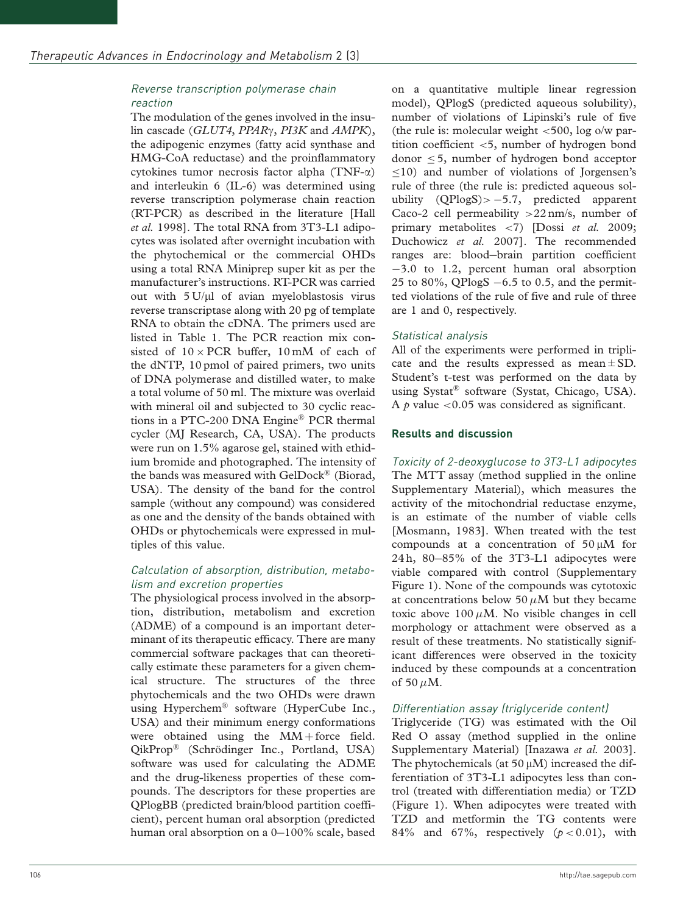### *Reverse transcription polymerase chain reaction*

The modulation of the genes involved in the insulin cascade (*GLUT4*, *PPARγ*, *PI3K* and *AMPK*), the adipogenic enzymes (fatty acid synthase and HMG-CoA reductase) and the proinflammatory cytokines tumor necrosis factor alpha (TNF-α) and interleukin 6 (IL-6) was determined using reverse transcription polymerase chain reaction (RT-PCR) as described in the literature [Hall *et al.* 1998]. The total RNA from 3T3-L1 adipocytes was isolated after overnight incubation with the phytochemical or the commercial OHDs using a total RNA Miniprep super kit as per the manufacturer's instructions. RT-PCR was carried out with 5 U/μl of avian myeloblastosis virus reverse transcriptase along with 20 pg of template RNA to obtain the cDNA. The primers used are listed in Table 1. The PCR reaction mix consisted of 10 × PCR buffer, 10 mM of each of the dNTP, 10 pmol of paired primers, two units of DNA polymerase and distilled water, to make a total volume of 50 ml. The mixture was overlaid with mineral oil and subjected to 30 cyclic reactions in a PTC-200 DNA Engine® PCR thermal cycler (MJ Research, CA, USA). The products were run on 1.5% agarose gel, stained with ethidium bromide and photographed. The intensity of the bands was measured with GelDock® (Biorad, USA). The density of the band for the control sample (without any compound) was considered as one and the density of the bands obtained with OHDs or phytochemicals were expressed in multiples of this value.

### *Calculation of absorption, distribution, metabolism and excretion properties*

The physiological process involved in the absorption, distribution, metabolism and excretion (ADME) of a compound is an important determinant of its therapeutic efficacy. There are many commercial software packages that can theoretically estimate these parameters for a given chemical structure. The structures of the three phytochemicals and the two OHDs were drawn using Hyperchem® software (HyperCube Inc., USA) and their minimum energy conformations were obtained using the MM + force field. QikProp® (Schrödinger Inc., Portland, USA) software was used for calculating the ADME and the drug-likeness properties of these compounds. The descriptors for these properties are QPlogBB (predicted brain/blood partition coefficient), percent human oral absorption (predicted human oral absorption on a 0–100% scale, based on a quantitative multiple linear regression model), QPlogS (predicted aqueous solubility), number of violations of Lipinski's rule of five (the rule is: molecular weight <500, log o/w partition coefficient <5, number of hydrogen bond donor ≤5, number of hydrogen bond acceptor ≤10) and number of violations of Jorgensen's rule of three (the rule is: predicted aqueous solubility (QPlogS) > −5.7, predicted apparent Caco-2 cell permeability >22 nm/s, number of primary metabolites <7) [Dossi *et al.* 2009; Duchowicz *et al.* 2007]. The recommended ranges are: blood–brain partition coefficient −3.0 to 1.2, percent human oral absorption 25 to 80%, QPlogS −6.5 to 0.5, and the permitted violations of the rule of five and rule of three are 1 and 0, respectively.

### *Statistical analysis*

All of the experiments were performed in triplicate and the results expressed as mean ± SD. Student's t-test was performed on the data by using Systat® software (Systat, Chicago, USA). A $p$ value <0.05 was considered as significant.

## Results and discussion

### *Toxicity of 2-deoxyglucose to 3T3-L1 adipocytes*

The MTT assay (method supplied in the online Supplementary Material), which measures the activity of the mitochondrial reductase enzyme, is an estimate of the number of viable cells [Mosmann, 1983]. When treated with the test compounds at a concentration of 50 μM for 24 h, 80–85% of the 3T3-L1 adipocytes were viable compared with control (Supplementary Figure 1). None of the compounds was cytotoxic at concentrations below 50 μM but they became toxic above 100 μM. No visible changes in cell morphology or attachment were observed as a result of these treatments. No statistically significant differences were observed in the toxicity induced by these compounds at a concentration of 50 μM.

### *Differentiation assay (triglyceride content)*

Triglyceride (TG) was estimated with the Oil Red O assay (method supplied in the online Supplementary Material) [Inazawa *et al.* 2003]. The phytochemicals (at 50 μM) increased the differentiation of 3T3-L1 adipocytes less than control (treated with differentiation media) or TZD (Figure 1). When adipocytes were treated with TZD and metformin the TG contents were 84% and 67%, respectively ($p < 0.01$), with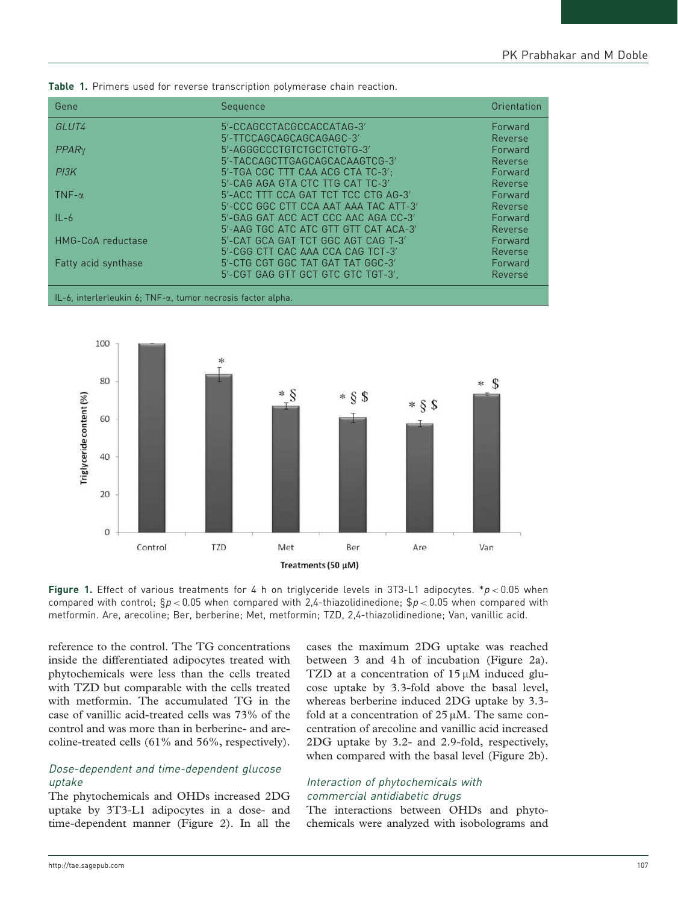**Table 1.** Primers used for reverse transcription polymerase chain reaction.

| Gene | Sequence | Orientation |
|---|---|---|
| *GLUT4* | 5′-CCAGCCTACGCCACCATAG-3′ | Forward |
| | 5′-TTCCAGCAGCAGCAGAGC-3′ | Reverse |
| *PPARγ* | 5′-AGGGCCCTGTCTGCTCTGTG-3′ | Forward |
| | 5′-TACCAGCTTGAGCAGCACAAGTCG-3′ | Reverse |
| *PI3K* | 5′-TGA CGC TTT CAA ACG CTA TC-3′; | Forward |
| | 5′-CAG AGA GTA CTC TTG CAT TC-3′ | Reverse |
| TNF-α | 5′-ACC TTT CCA GAT TCT TCC CTG AG-3′ | Forward |
| | 5′-CCC GGC CTT CCA AAT AAA TAC ATT-3′ | Reverse |
| IL-6 | 5′-GAG GAT ACC ACT CCC AAC AGA CC-3′ | Forward |
| | 5′-AAG TGC ATC ATC GTT GTT CAT ACA-3′ | Reverse |
| HMG-CoA reductase | 5′-CAT GCA GAT TCT GGC AGT CAG T-3′ | Forward |
| | 5′-CGG CTT CAC AAA CCA CAG TCT-3′ | Reverse |
| Fatty acid synthase | 5′-CTG CGT GGC TAT GAT TAT GGC-3′ | Forward |
| | 5′-CGT GAG GTT GCT GTC GTC TGT-3′, | Reverse |

IL-6, interlerleukin 6; TNF-α, tumor necrosis factor alpha.

**Figure 1.** Effect of various treatments for 4 h on triglyceride levels in 3T3-L1 adipocytes. $*p < 0.05$ when compared with control; $\S p < 0.05$ when compared with 2,4-thiazolidinedione; $\$p < 0.05$ when compared with metformin. Are, arecoline; Ber, berberine; Met, metformin; TZD, 2,4-thiazolidinedione; Van, vanillic acid.

reference to the control. The TG concentrations inside the differentiated adipocytes treated with phytochemicals were less than the cells treated with TZD but comparable with the cells treated with metformin. The accumulated TG in the case of vanillic acid-treated cells was 73% of the control and was more than in berberine- and arecoline-treated cells (61% and 56%, respectively).

### *Dose-dependent and time-dependent glucose uptake*

The phytochemicals and OHDs increased 2DG uptake by 3T3-L1 adipocytes in a dose- and time-dependent manner (Figure 2). In all the cases the maximum 2DG uptake was reached between 3 and 4 h of incubation (Figure 2a). TZD at a concentration of 15 μM induced glucose uptake by 3.3-fold above the basal level, whereas berberine induced 2DG uptake by 3.3-fold at a concentration of 25 μM. The same concentration of arecoline and vanillic acid increased 2DG uptake by 3.2- and 2.9-fold, respectively, when compared with the basal level (Figure 2b).

### *Interaction of phytochemicals with commercial antidiabetic drugs*

The interactions between OHDs and phytochemicals were analyzed with isobolograms and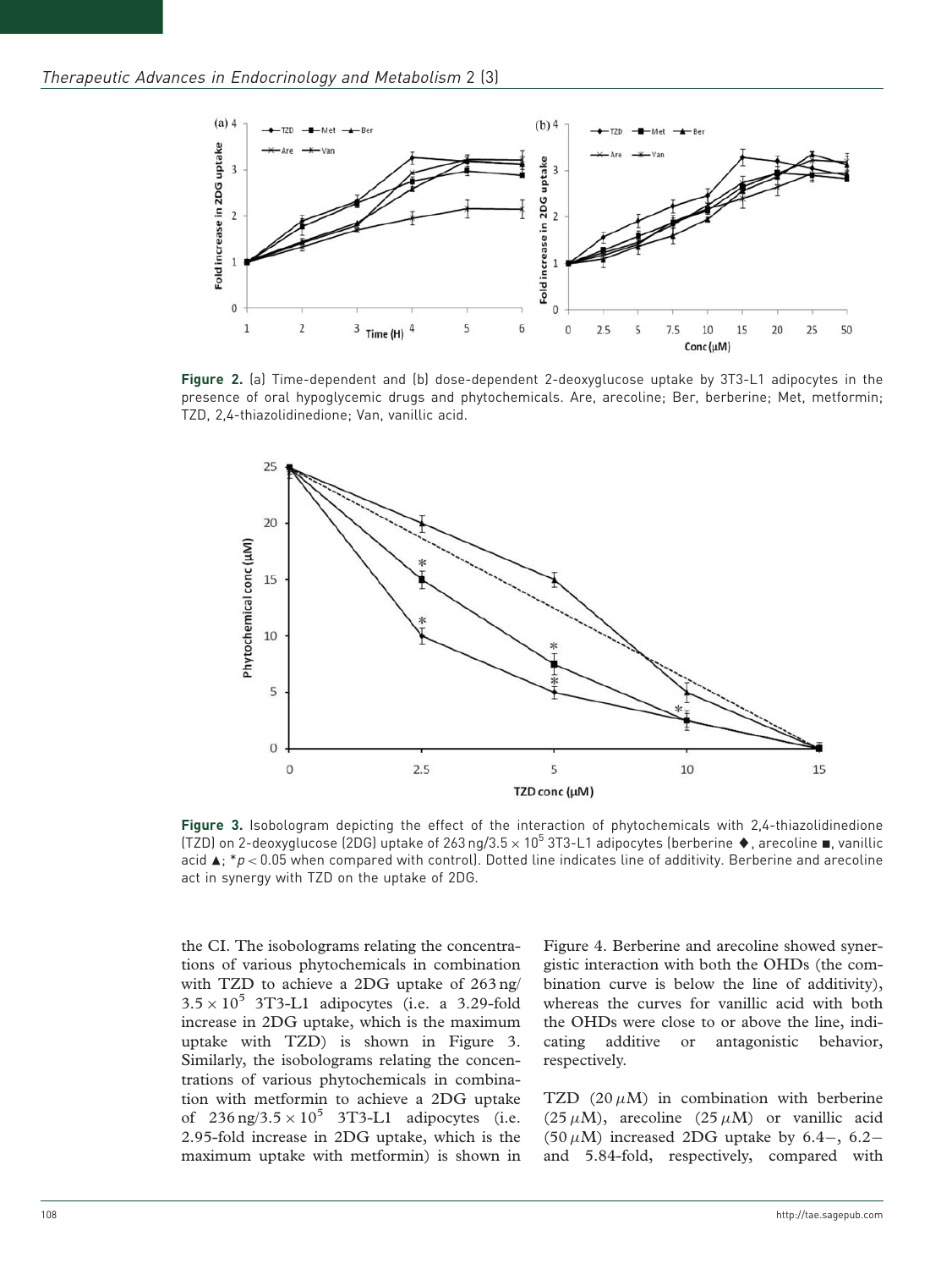Figure 2. (a) Time-dependent and (b) dose-dependent 2-deoxyglucose uptake by 3T3-L1 adipocytes in the presence of oral hypoglycemic drugs and phytochemicals. Are, arecoline; Ber, berberine; Met, metformin; TZD, 2,4-thiazolidinedione; Van, vanillic acid.

Figure 3. Isobologram depicting the effect of the interaction of phytochemicals with 2,4-thiazolidinedione (TZD) on 2-deoxyglucose (2DG) uptake of 263 ng/$3.5 \times 10^5$ 3T3-L1 adipocytes (berberine ♦, arecoline ■, vanillic acid ▲; *$p < 0.05$ when compared with control). Dotted line indicates line of additivity. Berberine and arecoline act in synergy with TZD on the uptake of 2DG.

the CI. The isobolograms relating the concentrations of various phytochemicals in combination with TZD to achieve a 2DG uptake of 263 ng/$3.5 \times 10^5$ 3T3-L1 adipocytes (i.e. a 3.29-fold increase in 2DG uptake, which is the maximum uptake with TZD) is shown in Figure 3. Similarly, the isobolograms relating the concentrations of various phytochemicals in combination with metformin to achieve a 2DG uptake of 236 ng/$3.5 \times 10^5$ 3T3-L1 adipocytes (i.e. 2.95-fold increase in 2DG uptake, which is the maximum uptake with metformin) is shown in Figure 4. Berberine and arecoline showed synergistic interaction with both the OHDs (the combination curve is below the line of additivity), whereas the curves for vanillic acid with both the OHDs were close to or above the line, indicating additive or antagonistic behavior, respectively.

TZD (20 $\mu$M) in combination with berberine (25 $\mu$M), arecoline (25 $\mu$M) or vanillic acid (50 $\mu$M) increased 2DG uptake by 6.4–, 6.2– and 5.84-fold, respectively, compared with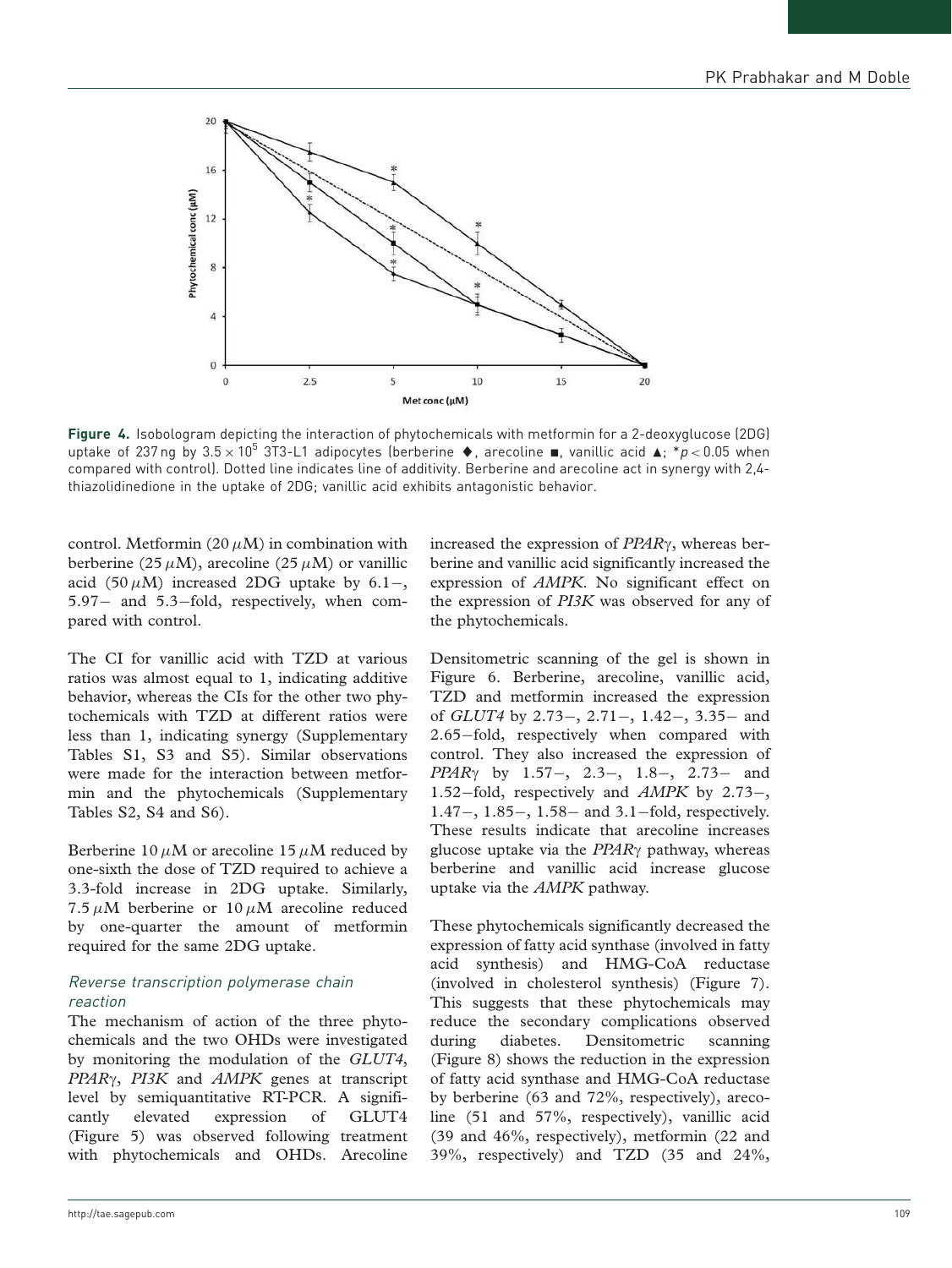Figure 4. Isobologram depicting the interaction of phytochemicals with metformin for a 2-deoxyglucose (2DG) uptake of 237 ng by $3.5 \times 10^5$ 3T3-L1 adipocytes (berberine ◆, arecoline ■, vanillic acid ▲; *$p < 0.05$ when compared with control). Dotted line indicates line of additivity. Berberine and arecoline act in synergy with 2,4-thiazolidinedione in the uptake of 2DG; vanillic acid exhibits antagonistic behavior.

control. Metformin (20 $\mu$M) in combination with berberine (25 $\mu$M), arecoline (25 $\mu$M) or vanillic acid (50 $\mu$M) increased 2DG uptake by 6.1−, 5.97− and 5.3−fold, respectively, when compared with control.

The CI for vanillic acid with TZD at various ratios was almost equal to 1, indicating additive behavior, whereas the CIs for the other two phytochemicals with TZD at different ratios were less than 1, indicating synergy (Supplementary Tables S1, S3 and S5). Similar observations were made for the interaction between metformin and the phytochemicals (Supplementary Tables S2, S4 and S6).

Berberine 10 $\mu$M or arecoline 15 $\mu$M reduced by one-sixth the dose of TZD required to achieve a 3.3-fold increase in 2DG uptake. Similarly, 7.5 $\mu$M berberine or 10 $\mu$M arecoline reduced by one-quarter the amount of metformin required for the same 2DG uptake.

### *Reverse transcription polymerase chain reaction*

The mechanism of action of the three phytochemicals and the two OHDs were investigated by monitoring the modulation of the *GLUT4*, *PPAR*$\gamma$, *PI3K* and *AMPK* genes at transcript level by semiquantitative RT-PCR. A significantly elevated expression of GLUT4 (Figure 5) was observed following treatment with phytochemicals and OHDs. Arecoline increased the expression of *PPAR*$\gamma$, whereas berberine and vanillic acid significantly increased the expression of *AMPK*. No significant effect on the expression of *PI3K* was observed for any of the phytochemicals.

Densitometric scanning of the gel is shown in Figure 6. Berberine, arecoline, vanillic acid, TZD and metformin increased the expression of *GLUT4* by 2.73−, 2.71−, 1.42−, 3.35− and 2.65−fold, respectively when compared with control. They also increased the expression of *PPAR*$\gamma$ by 1.57−, 2.3−, 1.8−, 2.73− and 1.52−fold, respectively and *AMPK* by 2.73−, 1.47−, 1.85−, 1.58− and 3.1−fold, respectively. These results indicate that arecoline increases glucose uptake via the *PPAR*$\gamma$ pathway, whereas berberine and vanillic acid increase glucose uptake via the *AMPK* pathway.

These phytochemicals significantly decreased the expression of fatty acid synthase (involved in fatty acid synthesis) and HMG-CoA reductase (involved in cholesterol synthesis) (Figure 7). This suggests that these phytochemicals may reduce the secondary complications observed during diabetes. Densitometric scanning (Figure 8) shows the reduction in the expression of fatty acid synthase and HMG-CoA reductase by berberine (63 and 72%, respectively), arecoline (51 and 57%, respectively), vanillic acid (39 and 46%, respectively), metformin (22 and 39%, respectively) and TZD (35 and 24%,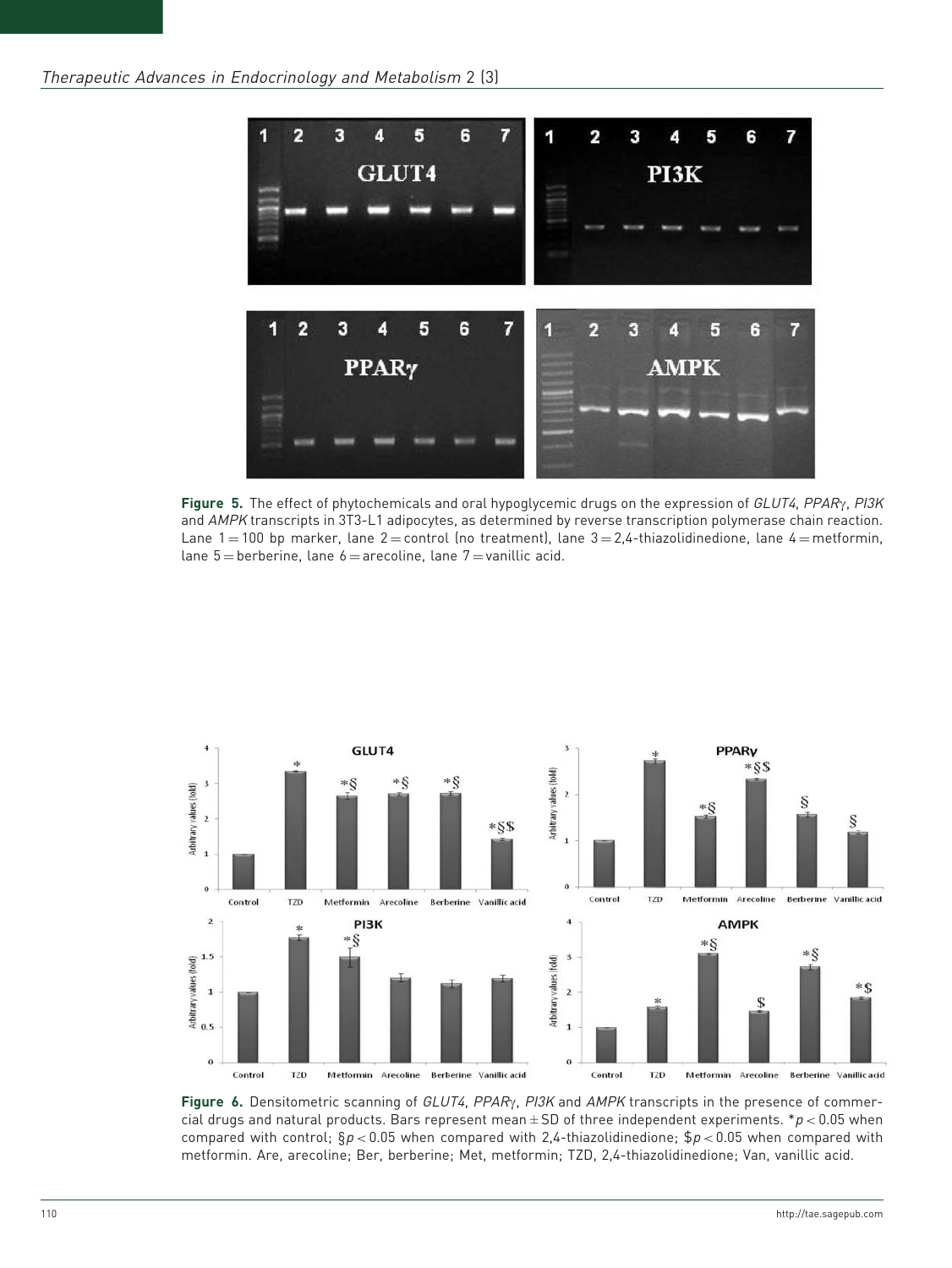**Figure 5.** The effect of phytochemicals and oral hypoglycemic drugs on the expression of *GLUT4*, *PPARγ*, *PI3K* and *AMPK* transcripts in 3T3-L1 adipocytes, as determined by reverse transcription polymerase chain reaction. Lane 1 = 100 bp marker, lane 2 = control (no treatment), lane 3 = 2,4-thiazolidinedione, lane 4 = metformin, lane 5 = berberine, lane 6 = arecoline, lane 7 = vanillic acid.

**Figure 6.** Densitometric scanning of *GLUT4*, *PPARγ*, *PI3K* and *AMPK* transcripts in the presence of commercial drugs and natural products. Bars represent mean ± SD of three independent experiments. $*p < 0.05$ when compared with control; $§p < 0.05$ when compared with 2,4-thiazolidinedione; $\$p < 0.05$ when compared with metformin. Are, arecoline; Ber, berberine; Met, metformin; TZD, 2,4-thiazolidinedione; Van, vanillic acid.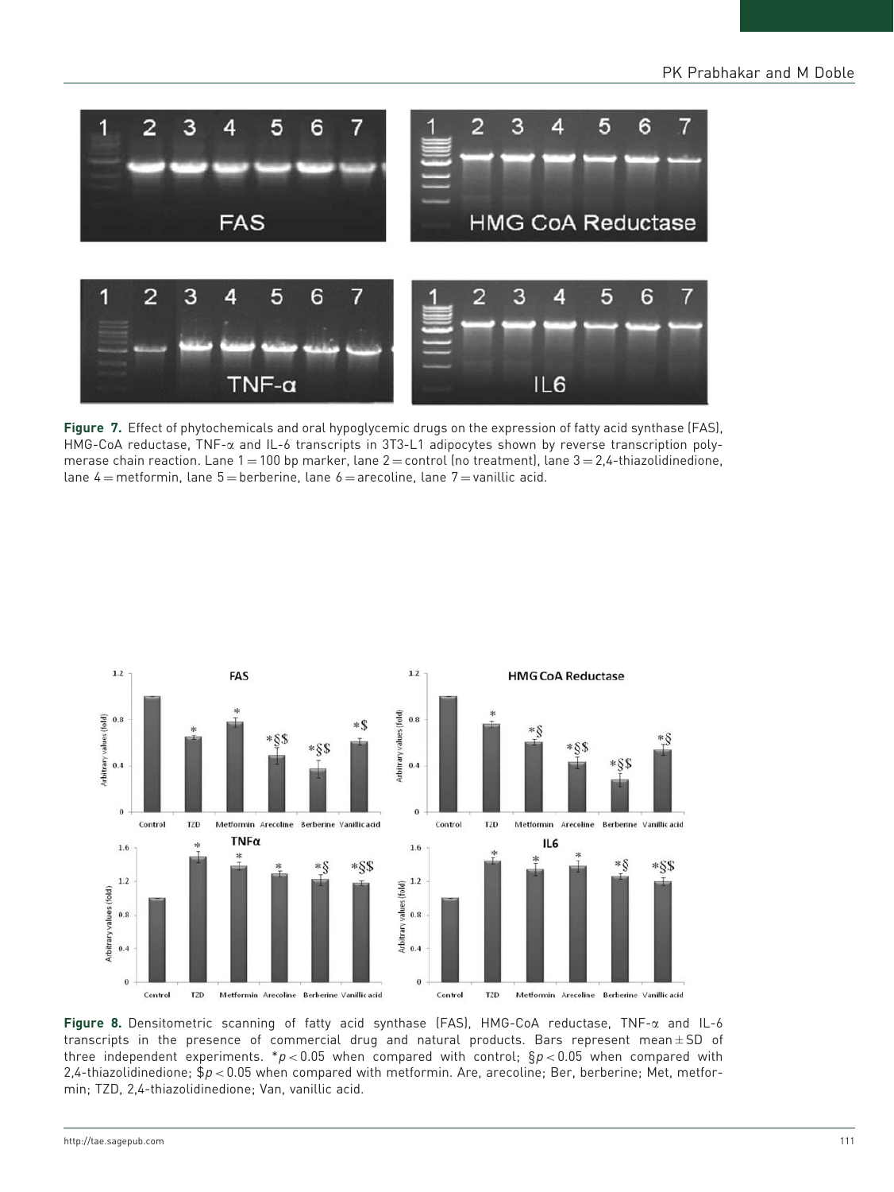**Figure 7.** Effect of phytochemicals and oral hypoglycemic drugs on the expression of fatty acid synthase (FAS), HMG-CoA reductase, TNF-α and IL-6 transcripts in 3T3-L1 adipocytes shown by reverse transcription polymerase chain reaction. Lane 1 = 100 bp marker, lane 2 = control (no treatment), lane 3 = 2,4-thiazolidinedione, lane 4 = metformin, lane 5 = berberine, lane 6 = arecoline, lane 7 = vanillic acid.

**Figure 8.** Densitometric scanning of fatty acid synthase (FAS), HMG-CoA reductase, TNF-α and IL-6 transcripts in the presence of commercial drug and natural products. Bars represent mean ± SD of three independent experiments. *$p < 0.05$ when compared with control; §$p < 0.05$ when compared with 2,4-thiazolidinedione; \$$p < 0.05$ when compared with metformin. Are, arecoline; Ber, berberine; Met, metformin; TZD, 2,4-thiazolidinedione; Van, vanillic acid.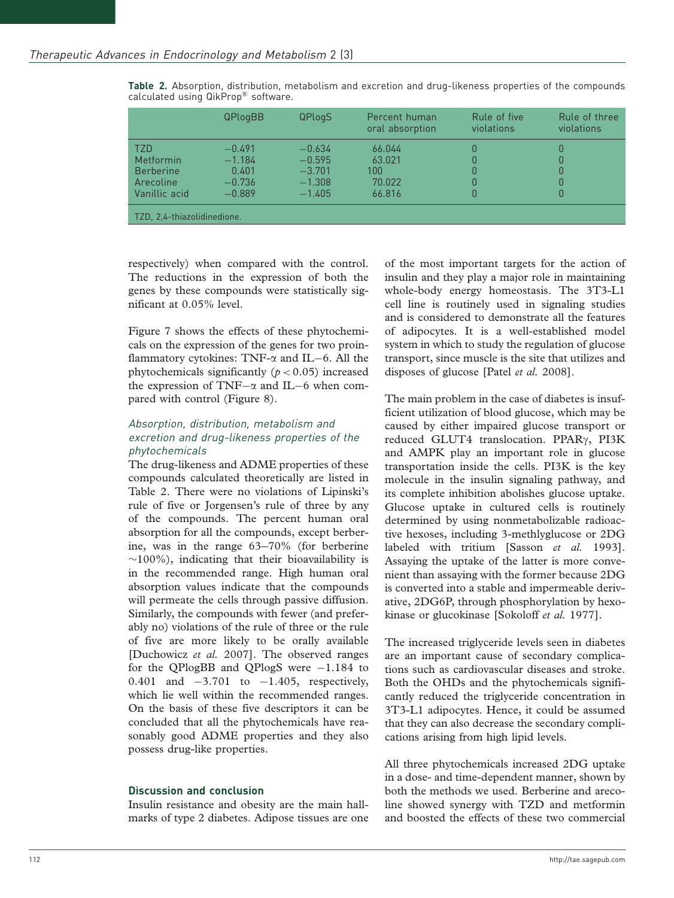**Table 2.** Absorption, distribution, metabolism and excretion and drug-likeness properties of the compounds calculated using QikProp® software.

| | QPlogBB | QPlogS | Percent human oral absorption | Rule of five violations | Rule of three violations |
|---|---|---|---|---|---|
| TZD | −0.491 | −0.634 | 66.044 | 0 | 0 |
| Metformin | −1.184 | −0.595 | 63.021 | 0 | 0 |
| Berberine | 0.401 | −3.701 | 100 | 0 | 0 |
| Arecoline | −0.736 | −1.308 | 70.022 | 0 | 0 |
| Vanillic acid | −0.889 | −1.405 | 66.816 | 0 | 0 |

TZD, 2,4-thiazolidinedione.

respectively) when compared with the control. The reductions in the expression of both the genes by these compounds were statistically significant at 0.05% level.

Figure 7 shows the effects of these phytochemicals on the expression of the genes for two proinflammatory cytokines: TNF-$\alpha$ and IL−6. All the phytochemicals significantly ($p < 0.05$) increased the expression of TNF−$\alpha$ and IL−6 when compared with control (Figure 8).

### *Absorption, distribution, metabolism and excretion and drug-likeness properties of the phytochemicals*

The drug-likeness and ADME properties of these compounds calculated theoretically are listed in Table 2. There were no violations of Lipinski's rule of five or Jorgensen's rule of three by any of the compounds. The percent human oral absorption for all the compounds, except berberine, was in the range 63–70% (for berberine ~100%), indicating that their bioavailability is in the recommended range. High human oral absorption values indicate that the compounds will permeate the cells through passive diffusion. Similarly, the compounds with fewer (and preferably no) violations of the rule of three or the rule of five are more likely to be orally available [Duchowicz *et al.* 2007]. The observed ranges for the QPlogBB and QPlogS were −1.184 to 0.401 and −3.701 to −1.405, respectively, which lie well within the recommended ranges. On the basis of these five descriptors it can be concluded that all the phytochemicals have reasonably good ADME properties and they also possess drug-like properties.

## Discussion and conclusion

Insulin resistance and obesity are the main hallmarks of type 2 diabetes. Adipose tissues are one of the most important targets for the action of insulin and they play a major role in maintaining whole-body energy homeostasis. The 3T3-L1 cell line is routinely used in signaling studies and is considered to demonstrate all the features of adipocytes. It is a well-established model system in which to study the regulation of glucose transport, since muscle is the site that utilizes and disposes of glucose [Patel *et al.* 2008].

The main problem in the case of diabetes is insufficient utilization of blood glucose, which may be caused by either impaired glucose transport or reduced GLUT4 translocation. PPAR$\gamma$, PI3K and AMPK play an important role in glucose transportation inside the cells. PI3K is the key molecule in the insulin signaling pathway, and its complete inhibition abolishes glucose uptake. Glucose uptake in cultured cells is routinely determined by using nonmetabolizable radioactive hexoses, including 3-methlyglucose or 2DG labeled with tritium [Sasson *et al.* 1993]. Assaying the uptake of the latter is more convenient than assaying with the former because 2DG is converted into a stable and impermeable derivative, 2DG6P, through phosphorylation by hexokinase or glucokinase [Sokoloff *et al.* 1977].

The increased triglyceride levels seen in diabetes are an important cause of secondary complications such as cardiovascular diseases and stroke. Both the OHDs and the phytochemicals significantly reduced the triglyceride concentration in 3T3-L1 adipocytes. Hence, it could be assumed that they can also decrease the secondary complications arising from high lipid levels.

All three phytochemicals increased 2DG uptake in a dose- and time-dependent manner, shown by both the methods we used. Berberine and arecoline showed synergy with TZD and metformin and boosted the effects of these two commercial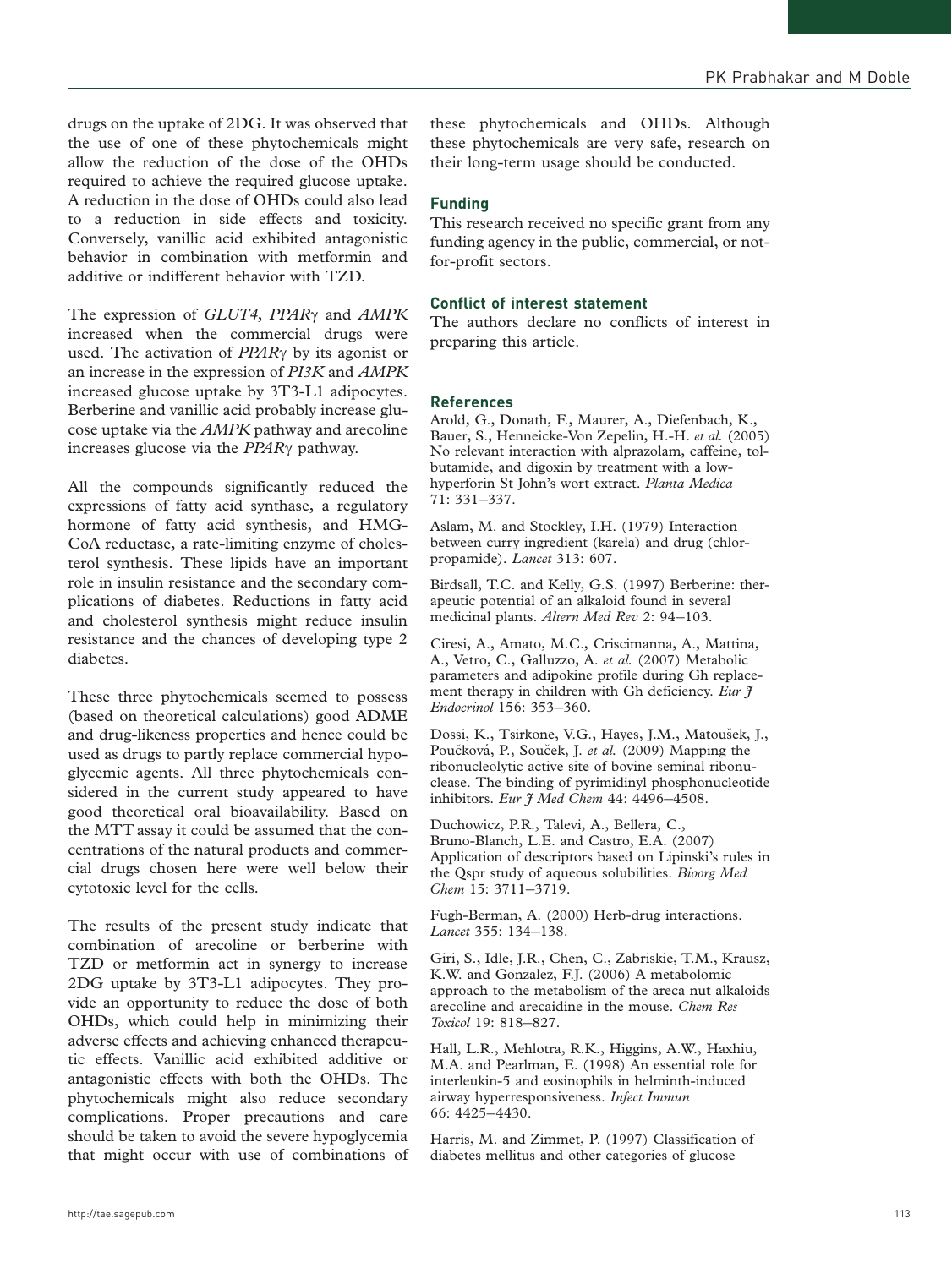drugs on the uptake of 2DG. It was observed that the use of one of these phytochemicals might allow the reduction of the dose of the OHDs required to achieve the required glucose uptake. A reduction in the dose of OHDs could also lead to a reduction in side effects and toxicity. Conversely, vanillic acid exhibited antagonistic behavior in combination with metformin and additive or indifferent behavior with TZD.

The expression of *GLUT4*, *PPAR*γ and *AMPK* increased when the commercial drugs were used. The activation of *PPAR*γ by its agonist or an increase in the expression of *PI3K* and *AMPK* increased glucose uptake by 3T3-L1 adipocytes. Berberine and vanillic acid probably increase glucose uptake via the *AMPK* pathway and arecoline increases glucose via the *PPAR*γ pathway.

All the compounds significantly reduced the expressions of fatty acid synthase, a regulatory hormone of fatty acid synthesis, and HMG-CoA reductase, a rate-limiting enzyme of cholesterol synthesis. These lipids have an important role in insulin resistance and the secondary complications of diabetes. Reductions in fatty acid and cholesterol synthesis might reduce insulin resistance and the chances of developing type 2 diabetes.

These three phytochemicals seemed to possess (based on theoretical calculations) good ADME and drug-likeness properties and hence could be used as drugs to partly replace commercial hypoglycemic agents. All three phytochemicals considered in the current study appeared to have good theoretical oral bioavailability. Based on the MTT assay it could be assumed that the concentrations of the natural products and commercial drugs chosen here were well below their cytotoxic level for the cells.

The results of the present study indicate that combination of arecoline or berberine with TZD or metformin act in synergy to increase 2DG uptake by 3T3-L1 adipocytes. They provide an opportunity to reduce the dose of both OHDs, which could help in minimizing their adverse effects and achieving enhanced therapeutic effects. Vanillic acid exhibited additive or antagonistic effects with both the OHDs. The phytochemicals might also reduce secondary complications. Proper precautions and care should be taken to avoid the severe hypoglycemia that might occur with use of combinations of these phytochemicals and OHDs. Although these phytochemicals are very safe, research on their long-term usage should be conducted.

## Funding

This research received no specific grant from any funding agency in the public, commercial, or not-for-profit sectors.

## Conflict of interest statement

The authors declare no conflicts of interest in preparing this article.

## References

Arold, G., Donath, F., Maurer, A., Diefenbach, K., Bauer, S., Henneicke-Von Zepelin, H.-H. *et al.* (2005) No relevant interaction with alprazolam, caffeine, tolbutamide, and digoxin by treatment with a low-hyperforin St John's wort extract. *Planta Medica* 71: 331–337.

Aslam, M. and Stockley, I.H. (1979) Interaction between curry ingredient (karela) and drug (chlorpropamide). *Lancet* 313: 607.

Birdsall, T.C. and Kelly, G.S. (1997) Berberine: therapeutic potential of an alkaloid found in several medicinal plants. *Altern Med Rev* 2: 94–103.

Ciresi, A., Amato, M.C., Criscimanna, A., Mattina, A., Vetro, C., Galluzzo, A. *et al.* (2007) Metabolic parameters and adipokine profile during Gh replacement therapy in children with Gh deficiency. *Eur J Endocrinol* 156: 353–360.

Dossi, K., Tsirkone, V.G., Hayes, J.M., Matoušek, J., Poučková, P., Souček, J. *et al.* (2009) Mapping the ribonucleolytic active site of bovine seminal ribonuclease. The binding of pyrimidinyl phosphonucleotide inhibitors. *Eur J Med Chem* 44: 4496–4508.

Duchowicz, P.R., Talevi, A., Bellera, C., Bruno-Blanch, L.E. and Castro, E.A. (2007) Application of descriptors based on Lipinski's rules in the Qspr study of aqueous solubilities. *Bioorg Med Chem* 15: 3711–3719.

Fugh-Berman, A. (2000) Herb-drug interactions. *Lancet* 355: 134–138.

Giri, S., Idle, J.R., Chen, C., Zabriskie, T.M., Krausz, K.W. and Gonzalez, F.J. (2006) A metabolomic approach to the metabolism of the areca nut alkaloids arecoline and arecaidine in the mouse. *Chem Res Toxicol* 19: 818–827.

Hall, L.R., Mehlotra, R.K., Higgins, A.W., Haxhiu, M.A. and Pearlman, E. (1998) An essential role for interleukin-5 and eosinophils in helminth-induced airway hyperresponsiveness. *Infect Immun* 66: 4425–4430.

Harris, M. and Zimmet, P. (1997) Classification of diabetes mellitus and other categories of glucose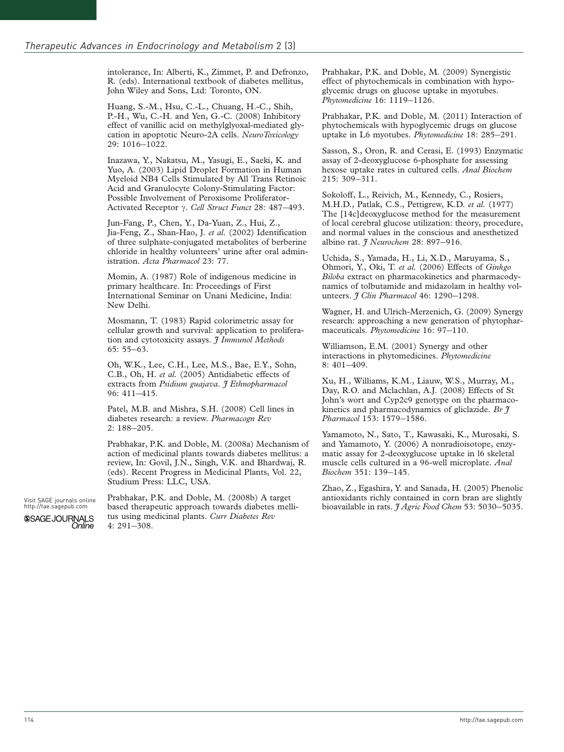intolerance, In: Alberti, K., Zimmet, P. and Defronzo, R. (eds). International textbook of diabetes mellitus, John Wiley and Sons, Ltd: Toronto, ON.

Huang, S.-M., Hsu, C.-L., Chuang, H.-C., Shih, P.-H., Wu, C.-H. and Yen, G.-C. (2008) Inhibitory effect of vanillic acid on methylglyoxal-mediated glycation in apoptotic Neuro-2A cells. *NeuroToxicology* 29: 1016–1022.

Inazawa, Y., Nakatsu, M., Yasugi, E., Saeki, K. and Yuo, A. (2003) Lipid Droplet Formation in Human Myeloid NB4 Cells Stimulated by All Trans Retinoic Acid and Granulocyte Colony-Stimulating Factor: Possible Involvement of Peroxisome Proliferator-Activated Receptor γ. *Cell Struct Funct* 28: 487–493.

Jun-Fang, P., Chen, Y., Da-Yuan, Z., Hui, Z., Jia-Feng, Z., Shan-Hao, J. *et al.* (2002) Identification of three sulphate-conjugated metabolites of berberine chloride in healthy volunteers' urine after oral administration. *Acta Pharmacol* 23: 77.

Momin, A. (1987) Role of indigenous medicine in primary healthcare. In: Proceedings of First International Seminar on Unani Medicine, India: New Delhi.

Mosmann, T. (1983) Rapid colorimetric assay for cellular growth and survival: application to proliferation and cytotoxicity assays. *J Immunol Methods* 65: 55–63.

Oh, W.K., Lee, C.H., Lee, M.S., Bae, E.Y., Sohn, C.B., Oh, H. *et al.* (2005) Antidiabetic effects of extracts from *Psidium guajava*. *J Ethnopharmacol* 96: 411–415.

Patel, M.B. and Mishra, S.H. (2008) Cell lines in diabetes research: a review. *Pharmacogn Rev* 2: 188–205.

Prabhakar, P.K. and Doble, M. (2008a) Mechanism of action of medicinal plants towards diabetes mellitus: a review, In: Govil, J.N., Singh, V.K. and Bhardwaj, R. (eds). Recent Progress in Medicinal Plants, Vol. 22, Studium Press: LLC, USA.

Prabhakar, P.K. and Doble, M. (2008b) A target based therapeutic approach towards diabetes mellitus using medicinal plants. *Curr Diabetes Rev* 4: 291–308.

Prabhakar, P.K. and Doble, M. (2009) Synergistic effect of phytochemicals in combination with hypoglycemic drugs on glucose uptake in myotubes. *Phytomedicine* 16: 1119–1126.

Prabhakar, P.K. and Doble, M. (2011) Interaction of phytochemicals with hypoglycemic drugs on glucose uptake in L6 myotubes. *Phytomedicine* 18: 285–291.

Sasson, S., Oron, R. and Cerasi, E. (1993) Enzymatic assay of 2-deoxyglucose 6-phosphate for assessing hexose uptake rates in cultured cells. *Anal Biochem* 215: 309–311.

Sokoloff, L., Reivich, M., Kennedy, C., Rosiers, M.H.D., Patlak, C.S., Pettigrew, K.D. *et al.* (1977) The [14c]deoxyglucose method for the measurement of local cerebral glucose utilization: theory, procedure, and normal values in the conscious and anesthetized albino rat. *J Neurochem* 28: 897–916.

Uchida, S., Yamada, H., Li, X.D., Maruyama, S., Ohmori, Y., Oki, T. *et al.* (2006) Effects of *Ginkgo Biloba* extract on pharmacokinetics and pharmacodynamics of tolbutamide and midazolam in healthy volunteers. *J Clin Pharmacol* 46: 1290–1298.

Wagner, H. and Ulrich-Merzenich, G. (2009) Synergy research: approaching a new generation of phytopharmaceuticals. *Phytomedicine* 16: 97–110.

Williamson, E.M. (2001) Synergy and other interactions in phytomedicines. *Phytomedicine* 8: 401–409.

Xu, H., Williams, K.M., Liauw, W.S., Murray, M., Day, R.O. and Mclachlan, A.J. (2008) Effects of St John's wort and Cyp2c9 genotype on the pharmacokinetics and pharmacodynamics of gliclazide. *Br J Pharmacol* 153: 1579–1586.

Yamamoto, N., Sato, T., Kawasaki, K., Murosaki, S. and Yamamoto, Y. (2006) A nonradioisotope, enzymatic assay for 2-deoxyglucose uptake in l6 skeletal muscle cells cultured in a 96-well microplate. *Anal Biochem* 351: 139–145.

Zhao, Z., Egashira, Y. and Sanada, H. (2005) Phenolic antioxidants richly contained in corn bran are slightly bioavailable in rats. *J Agric Food Chem* 53: 5030–5035.

Visit SAGE journals online http://tae.sagepub.com

SAGE JOURNALS Online